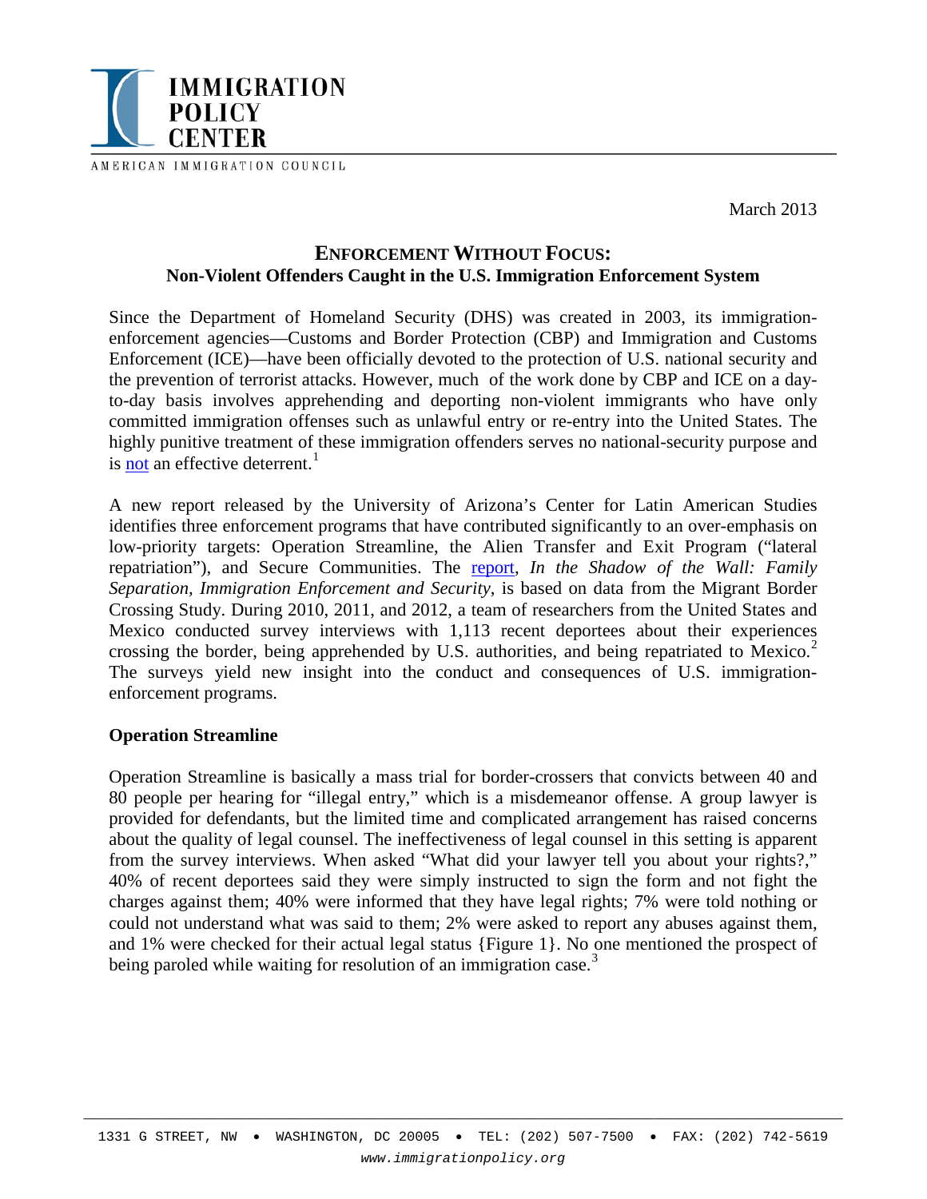IMMIGRATION POLICY CENTER

AMERICAN IMMIGRATION COUNCIL

March 2013

# ENFORCEMENT WITHOUT FOCUS:

## Non-Violent Offenders Caught in the U.S. Immigration Enforcement System

Since the Department of Homeland Security (DHS) was created in 2003, its immigration-enforcement agencies—Customs and Border Protection (CBP) and Immigration and Customs Enforcement (ICE)—have been officially devoted to the protection of U.S. national security and the prevention of terrorist attacks. However, much of the work done by CBP and ICE on a day-to-day basis involves apprehending and deporting non-violent immigrants who have only committed immigration offenses such as unlawful entry or re-entry into the United States. The highly punitive treatment of these immigration offenders serves no national-security purpose and is not an effective deterrent.[1]

A new report released by the University of Arizona's Center for Latin American Studies identifies three enforcement programs that have contributed significantly to an over-emphasis on low-priority targets: Operation Streamline, the Alien Transfer and Exit Program ("lateral repatriation"), and Secure Communities. The report, *In the Shadow of the Wall: Family Separation, Immigration Enforcement and Security*, is based on data from the Migrant Border Crossing Study. During 2010, 2011, and 2012, a team of researchers from the United States and Mexico conducted survey interviews with 1,113 recent deportees about their experiences crossing the border, being apprehended by U.S. authorities, and being repatriated to Mexico.[2] The surveys yield new insight into the conduct and consequences of U.S. immigration-enforcement programs.

### Operation Streamline

Operation Streamline is basically a mass trial for border-crossers that convicts between 40 and 80 people per hearing for "illegal entry," which is a misdemeanor offense. A group lawyer is provided for defendants, but the limited time and complicated arrangement has raised concerns about the quality of legal counsel. The ineffectiveness of legal counsel in this setting is apparent from the survey interviews. When asked "What did your lawyer tell you about your rights?," 40% of recent deportees said they were simply instructed to sign the form and not fight the charges against them; 40% were informed that they have legal rights; 7% were told nothing or could not understand what was said to them; 2% were asked to report any abuses against them, and 1% were checked for their actual legal status {Figure 1}. No one mentioned the prospect of being paroled while waiting for resolution of an immigration case.[3]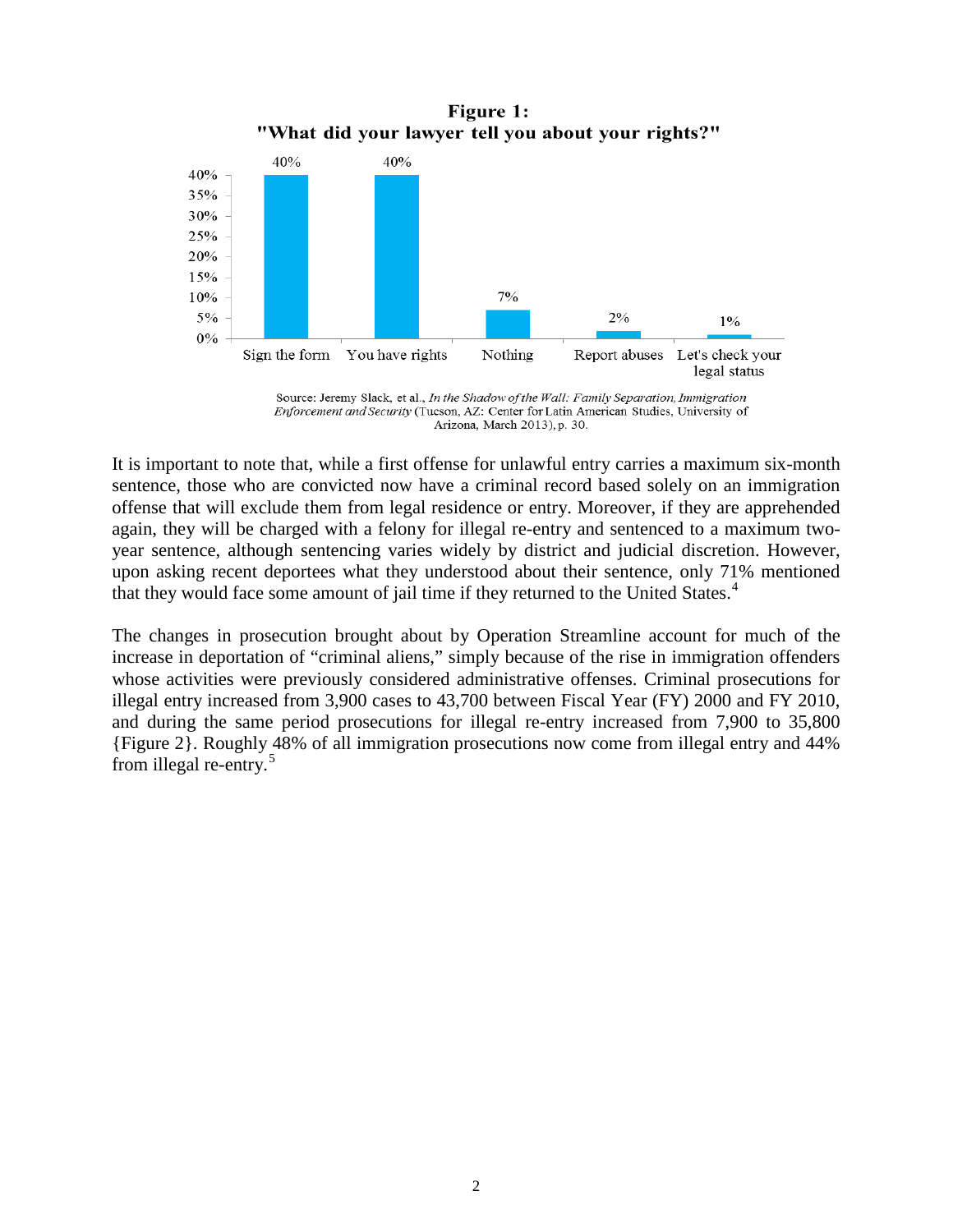**Figure 1:**
**"What did your lawyer tell you about your rights?"**

| Response | Percent |
| --- | --- |
| Sign the form | 40% |
| You have rights | 40% |
| Nothing | 7% |
| Report abuses | 2% |
| Let's check your legal status | 1% |

Source: Jeremy Slack, et al., *In the Shadow of the Wall: Family Separation, Immigration Enforcement and Security* (Tucson, AZ: Center for Latin American Studies, University of Arizona, March 2013), p. 30.

It is important to note that, while a first offense for unlawful entry carries a maximum six-month sentence, those who are convicted now have a criminal record based solely on an immigration offense that will exclude them from legal residence or entry. Moreover, if they are apprehended again, they will be charged with a felony for illegal re-entry and sentenced to a maximum two-year sentence, although sentencing varies widely by district and judicial discretion. However, upon asking recent deportees what they understood about their sentence, only 71% mentioned that they would face some amount of jail time if they returned to the United States.[4]

The changes in prosecution brought about by Operation Streamline account for much of the increase in deportation of "criminal aliens," simply because of the rise in immigration offenders whose activities were previously considered administrative offenses. Criminal prosecutions for illegal entry increased from 3,900 cases to 43,700 between Fiscal Year (FY) 2000 and FY 2010, and during the same period prosecutions for illegal re-entry increased from 7,900 to 35,800 {Figure 2}. Roughly 48% of all immigration prosecutions now come from illegal entry and 44% from illegal re-entry.[5]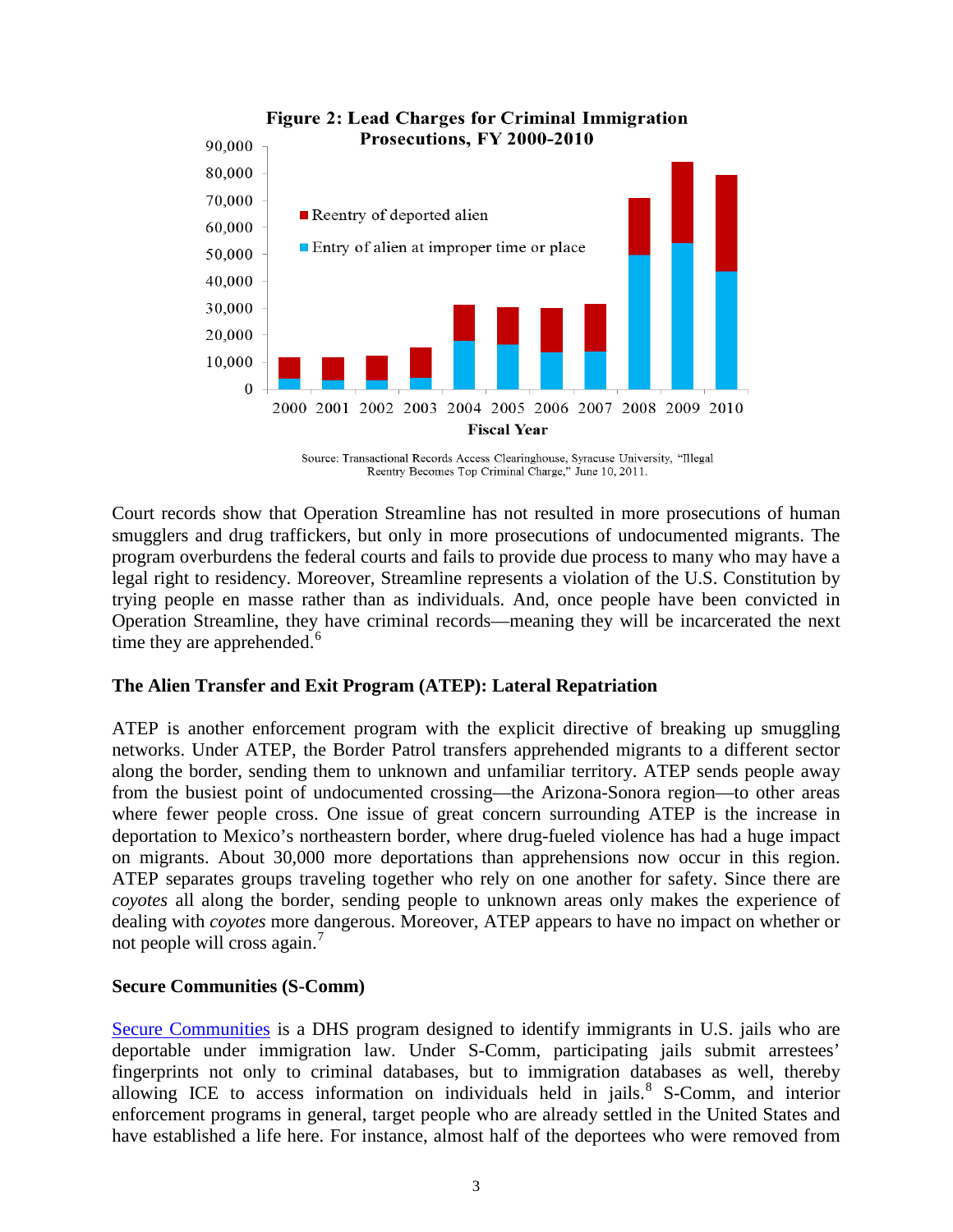**Figure 2: Lead Charges for Criminal Immigration Prosecutions, FY 2000-2010**

Source: Transactional Records Access Clearinghouse, Syracuse University, "Illegal Reentry Becomes Top Criminal Charge," June 10, 2011.

Court records show that Operation Streamline has not resulted in more prosecutions of human smugglers and drug traffickers, but only in more prosecutions of undocumented migrants. The program overburdens the federal courts and fails to provide due process to many who may have a legal right to residency. Moreover, Streamline represents a violation of the U.S. Constitution by trying people en masse rather than as individuals. And, once people have been convicted in Operation Streamline, they have criminal records—meaning they will be incarcerated the next time they are apprehended.[6]

### The Alien Transfer and Exit Program (ATEP): Lateral Repatriation

ATEP is another enforcement program with the explicit directive of breaking up smuggling networks. Under ATEP, the Border Patrol transfers apprehended migrants to a different sector along the border, sending them to unknown and unfamiliar territory. ATEP sends people away from the busiest point of undocumented crossing—the Arizona-Sonora region—to other areas where fewer people cross. One issue of great concern surrounding ATEP is the increase in deportation to Mexico's northeastern border, where drug-fueled violence has had a huge impact on migrants. About 30,000 more deportations than apprehensions now occur in this region. ATEP separates groups traveling together who rely on one another for safety. Since there are *coyotes* all along the border, sending people to unknown areas only makes the experience of dealing with *coyotes* more dangerous. Moreover, ATEP appears to have no impact on whether or not people will cross again.[7]

### Secure Communities (S-Comm)

Secure Communities is a DHS program designed to identify immigrants in U.S. jails who are deportable under immigration law. Under S-Comm, participating jails submit arrestees' fingerprints not only to criminal databases, but to immigration databases as well, thereby allowing ICE to access information on individuals held in jails.[8] S-Comm, and interior enforcement programs in general, target people who are already settled in the United States and have established a life here. For instance, almost half of the deportees who were removed from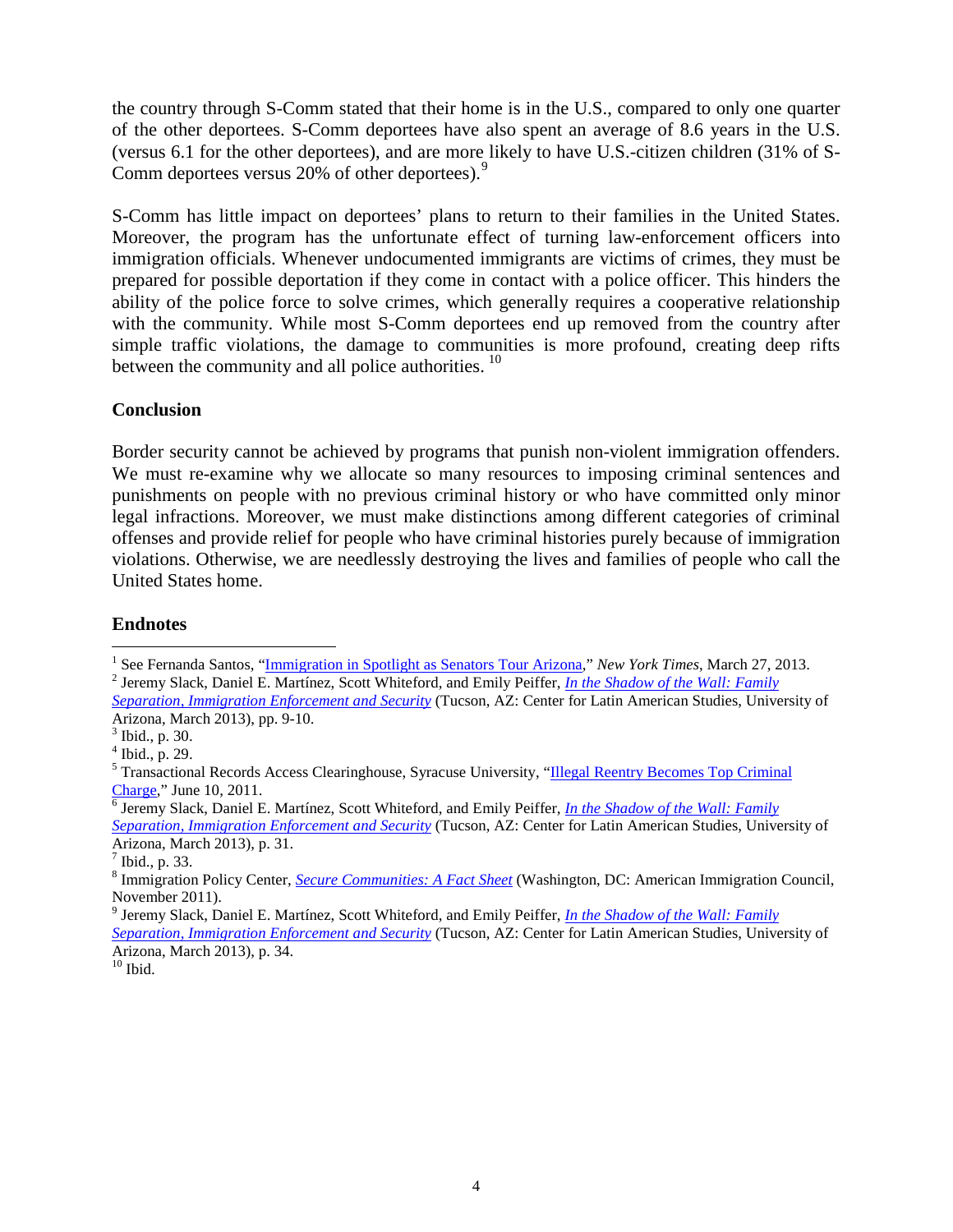the country through S-Comm stated that their home is in the U.S., compared to only one quarter of the other deportees. S-Comm deportees have also spent an average of 8.6 years in the U.S. (versus 6.1 for the other deportees), and are more likely to have U.S.-citizen children (31% of S-Comm deportees versus 20% of other deportees).[9]

S-Comm has little impact on deportees' plans to return to their families in the United States. Moreover, the program has the unfortunate effect of turning law-enforcement officers into immigration officials. Whenever undocumented immigrants are victims of crimes, they must be prepared for possible deportation if they come in contact with a police officer. This hinders the ability of the police force to solve crimes, which generally requires a cooperative relationship with the community. While most S-Comm deportees end up removed from the country after simple traffic violations, the damage to communities is more profound, creating deep rifts between the community and all police authorities.[10]

## Conclusion

Border security cannot be achieved by programs that punish non-violent immigration offenders. We must re-examine why we allocate so many resources to imposing criminal sentences and punishments on people with no previous criminal history or who have committed only minor legal infractions. Moreover, we must make distinctions among different categories of criminal offenses and provide relief for people who have criminal histories purely because of immigration violations. Otherwise, we are needlessly destroying the lives and families of people who call the United States home.

## Endnotes

[1] See Fernanda Santos, "Immigration in Spotlight as Senators Tour Arizona," *New York Times*, March 27, 2013.
[2] Jeremy Slack, Daniel E. Martínez, Scott Whiteford, and Emily Peiffer, *In the Shadow of the Wall: Family Separation, Immigration Enforcement and Security* (Tucson, AZ: Center for Latin American Studies, University of Arizona, March 2013), pp. 9-10.
[3] Ibid., p. 30.
[4] Ibid., p. 29.
[5] Transactional Records Access Clearinghouse, Syracuse University, "Illegal Reentry Becomes Top Criminal Charge," June 10, 2011.
[6] Jeremy Slack, Daniel E. Martínez, Scott Whiteford, and Emily Peiffer, *In the Shadow of the Wall: Family Separation, Immigration Enforcement and Security* (Tucson, AZ: Center for Latin American Studies, University of Arizona, March 2013), p. 31.
[7] Ibid., p. 33.
[8] Immigration Policy Center, *Secure Communities: A Fact Sheet* (Washington, DC: American Immigration Council, November 2011).
[9] Jeremy Slack, Daniel E. Martínez, Scott Whiteford, and Emily Peiffer, *In the Shadow of the Wall: Family Separation, Immigration Enforcement and Security* (Tucson, AZ: Center for Latin American Studies, University of Arizona, March 2013), p. 34.
[10] Ibid.